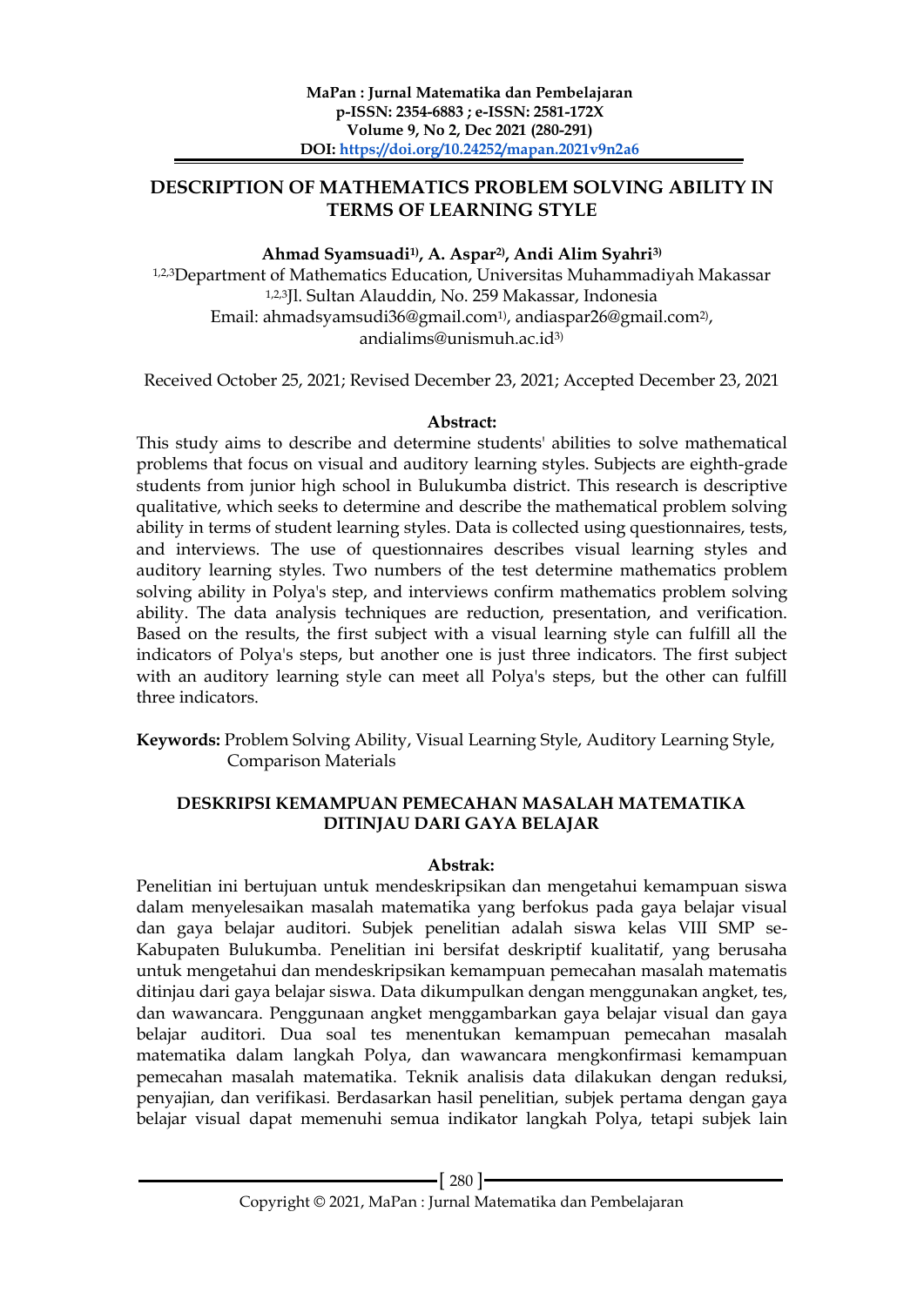# DESCRIPTION OF MATHEMATICS PROBLEM SOLVING ABILITY IN TERMS OF LEARNING STYLE

**Ahmad Syamsuadi[1)], A. Aspar[2)], Andi Alim Syahri[3)]**

[1,2,3]Department of Mathematics Education, Universitas Muhammadiyah Makassar
[1,2,3]Jl. Sultan Alauddin, No. 259 Makassar, Indonesia
Email: ahmadsyamsudi36@gmail.com[1)], andiaspar26@gmail.com[2)], andialims@unismuh.ac.id[3)]

Received October 25, 2021; Revised December 23, 2021; Accepted December 23, 2021

**Abstract:**

This study aims to describe and determine students' abilities to solve mathematical problems that focus on visual and auditory learning styles. Subjects are eighth-grade students from junior high school in Bulukumba district. This research is descriptive qualitative, which seeks to determine and describe the mathematical problem solving ability in terms of student learning styles. Data is collected using questionnaires, tests, and interviews. The use of questionnaires describes visual learning styles and auditory learning styles. Two numbers of the test determine mathematics problem solving ability in Polya's step, and interviews confirm mathematics problem solving ability. The data analysis techniques are reduction, presentation, and verification. Based on the results, the first subject with a visual learning style can fulfill all the indicators of Polya's steps, but another one is just three indicators. The first subject with an auditory learning style can meet all Polya's steps, but the other can fulfill three indicators.

**Keywords:** Problem Solving Ability, Visual Learning Style, Auditory Learning Style, Comparison Materials

## DESKRIPSI KEMAMPUAN PEMECAHAN MASALAH MATEMATIKA DITINJAU DARI GAYA BELAJAR

**Abstrak:**

Penelitian ini bertujuan untuk mendeskripsikan dan mengetahui kemampuan siswa dalam menyelesaikan masalah matematika yang berfokus pada gaya belajar visual dan gaya belajar auditori. Subjek penelitian adalah siswa kelas VIII SMP se-Kabupaten Bulukumba. Penelitian ini bersifat deskriptif kualitatif, yang berusaha untuk mengetahui dan mendeskripsikan kemampuan pemecahan masalah matematis ditinjau dari gaya belajar siswa. Data dikumpulkan dengan menggunakan angket, tes, dan wawancara. Penggunaan angket menggambarkan gaya belajar visual dan gaya belajar auditori. Dua soal tes menentukan kemampuan pemecahan masalah matematika dalam langkah Polya, dan wawancara mengkonfirmasi kemampuan pemecahan masalah matematika. Teknik analisis data dilakukan dengan reduksi, penyajian, dan verifikasi. Berdasarkan hasil penelitian, subjek pertama dengan gaya belajar visual dapat memenuhi semua indikator langkah Polya, tetapi subjek lain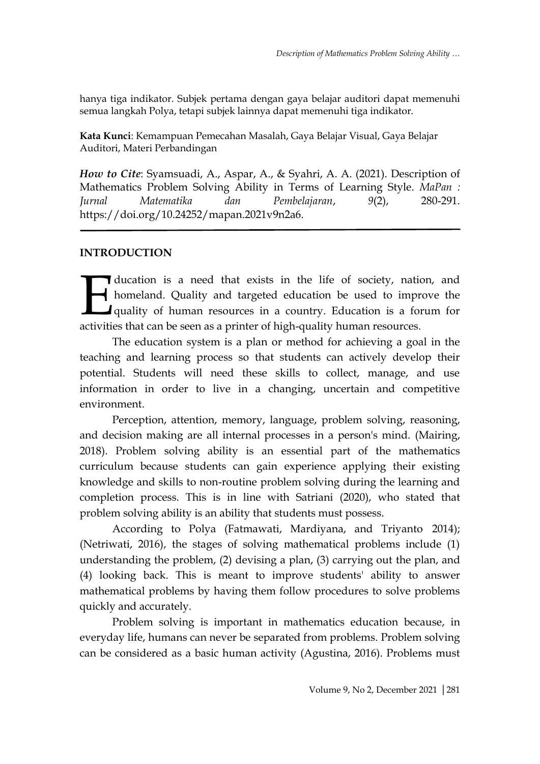hanya tiga indikator. Subjek pertama dengan gaya belajar auditori dapat memenuhi semua langkah Polya, tetapi subjek lainnya dapat memenuhi tiga indikator.

**Kata Kunci**: Kemampuan Pemecahan Masalah, Gaya Belajar Visual, Gaya Belajar Auditori, Materi Perbandingan

***How to Cite***: Syamsuadi, A., Aspar, A., & Syahri, A. A. (2021). Description of Mathematics Problem Solving Ability in Terms of Learning Style. *MaPan : Jurnal Matematika dan Pembelajaran*, *9*(2), 280-291. https://doi.org/10.24252/mapan.2021v9n2a6.

---

## INTRODUCTION

Education is a need that exists in the life of society, nation, and homeland. Quality and targeted education be used to improve the quality of human resources in a country. Education is a forum for activities that can be seen as a printer of high-quality human resources.

The education system is a plan or method for achieving a goal in the teaching and learning process so that students can actively develop their potential. Students will need these skills to collect, manage, and use information in order to live in a changing, uncertain and competitive environment.

Perception, attention, memory, language, problem solving, reasoning, and decision making are all internal processes in a person's mind. (Mairing, 2018). Problem solving ability is an essential part of the mathematics curriculum because students can gain experience applying their existing knowledge and skills to non-routine problem solving during the learning and completion process. This is in line with Satriani (2020), who stated that problem solving ability is an ability that students must possess.

According to Polya (Fatmawati, Mardiyana, and Triyanto 2014); (Netriwati, 2016), the stages of solving mathematical problems include (1) understanding the problem, (2) devising a plan, (3) carrying out the plan, and (4) looking back. This is meant to improve students' ability to answer mathematical problems by having them follow procedures to solve problems quickly and accurately.

Problem solving is important in mathematics education because, in everyday life, humans can never be separated from problems. Problem solving can be considered as a basic human activity (Agustina, 2016). Problems must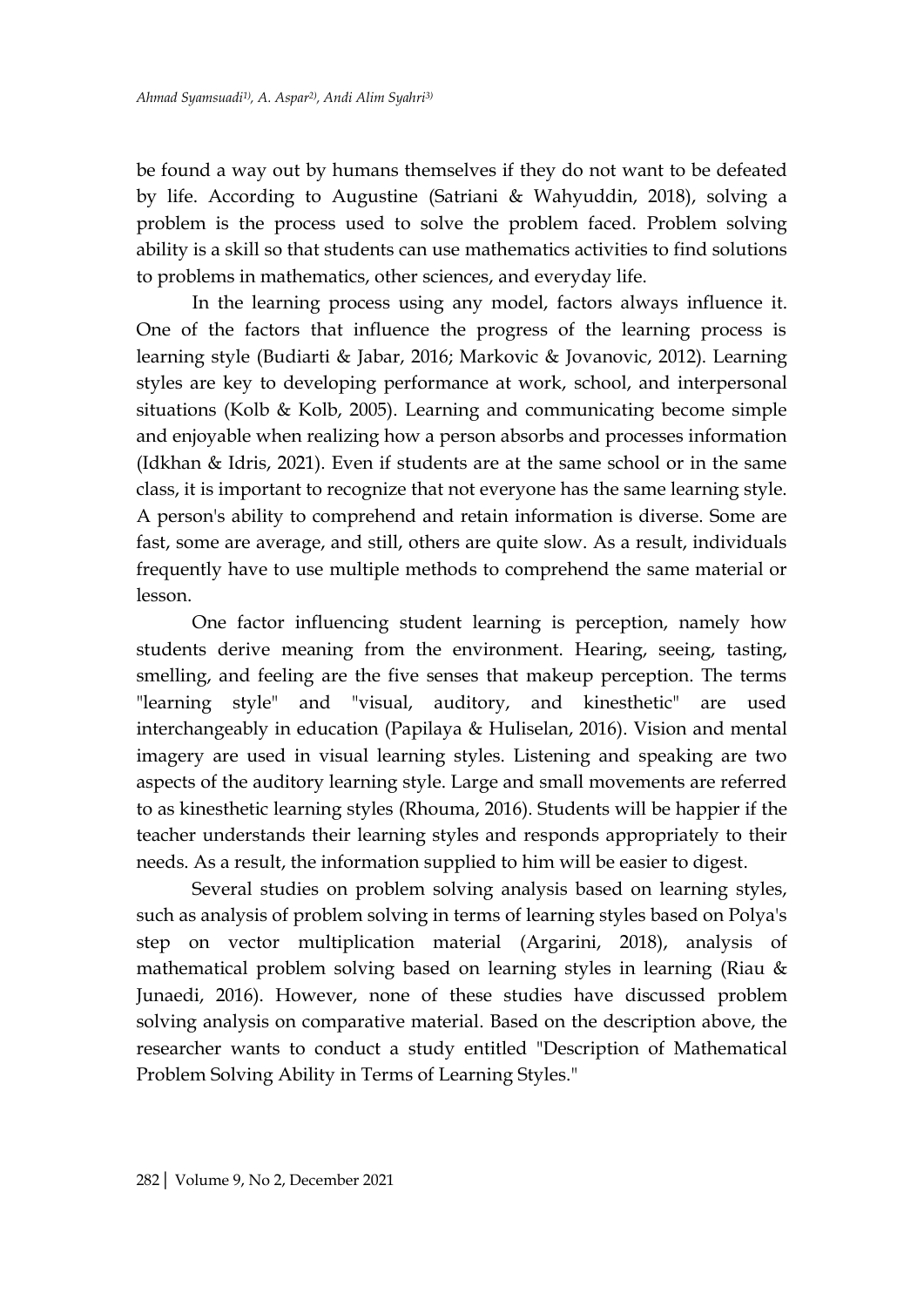be found a way out by humans themselves if they do not want to be defeated by life. According to Augustine (Satriani & Wahyuddin, 2018), solving a problem is the process used to solve the problem faced. Problem solving ability is a skill so that students can use mathematics activities to find solutions to problems in mathematics, other sciences, and everyday life.

In the learning process using any model, factors always influence it. One of the factors that influence the progress of the learning process is learning style (Budiarti & Jabar, 2016; Markovic & Jovanovic, 2012). Learning styles are key to developing performance at work, school, and interpersonal situations (Kolb & Kolb, 2005). Learning and communicating become simple and enjoyable when realizing how a person absorbs and processes information (Idkhan & Idris, 2021). Even if students are at the same school or in the same class, it is important to recognize that not everyone has the same learning style. A person's ability to comprehend and retain information is diverse. Some are fast, some are average, and still, others are quite slow. As a result, individuals frequently have to use multiple methods to comprehend the same material or lesson.

One factor influencing student learning is perception, namely how students derive meaning from the environment. Hearing, seeing, tasting, smelling, and feeling are the five senses that makeup perception. The terms "learning style" and "visual, auditory, and kinesthetic" are used interchangeably in education (Papilaya & Huliselan, 2016). Vision and mental imagery are used in visual learning styles. Listening and speaking are two aspects of the auditory learning style. Large and small movements are referred to as kinesthetic learning styles (Rhouma, 2016). Students will be happier if the teacher understands their learning styles and responds appropriately to their needs. As a result, the information supplied to him will be easier to digest.

Several studies on problem solving analysis based on learning styles, such as analysis of problem solving in terms of learning styles based on Polya's step on vector multiplication material (Argarini, 2018), analysis of mathematical problem solving based on learning styles in learning (Riau & Junaedi, 2016). However, none of these studies have discussed problem solving analysis on comparative material. Based on the description above, the researcher wants to conduct a study entitled "Description of Mathematical Problem Solving Ability in Terms of Learning Styles."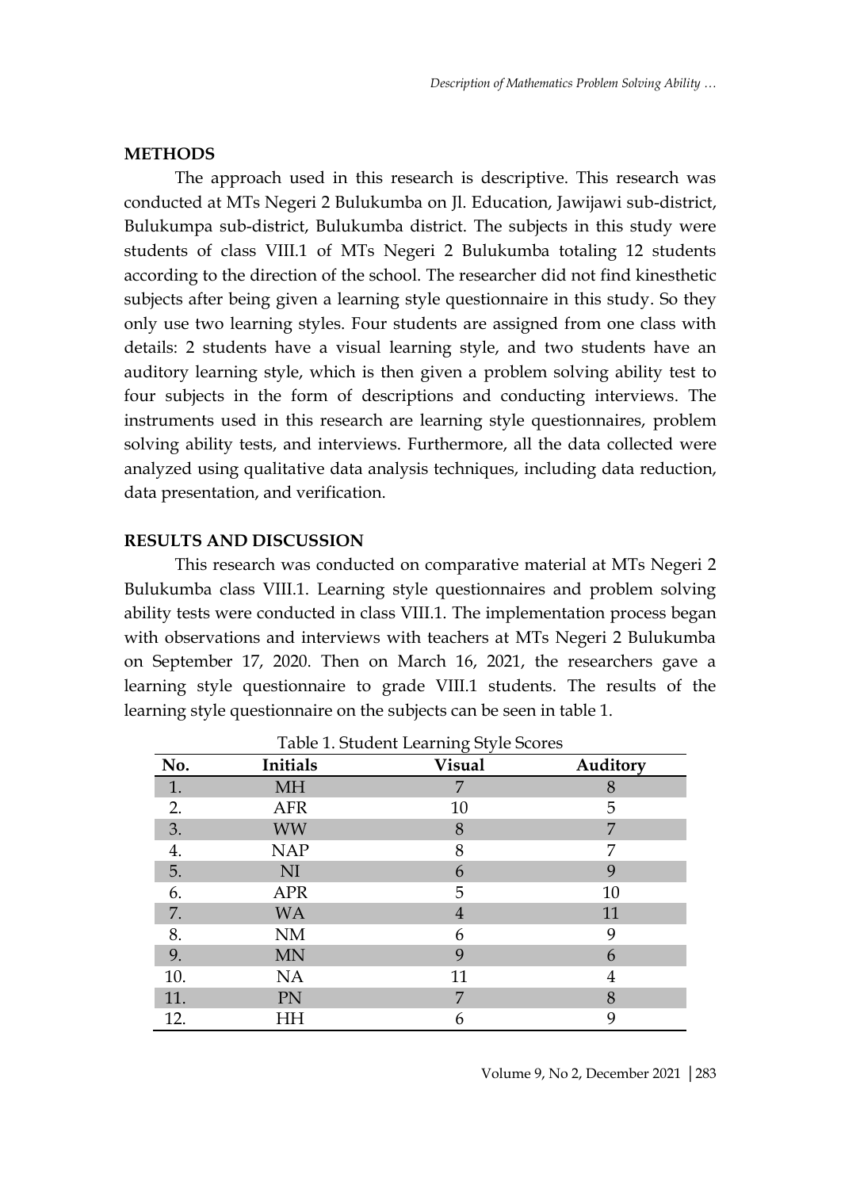## METHODS

The approach used in this research is descriptive. This research was conducted at MTs Negeri 2 Bulukumba on Jl. Education, Jawijawi sub-district, Bulukumpa sub-district, Bulukumba district. The subjects in this study were students of class VIII.1 of MTs Negeri 2 Bulukumba totaling 12 students according to the direction of the school. The researcher did not find kinesthetic subjects after being given a learning style questionnaire in this study. So they only use two learning styles. Four students are assigned from one class with details: 2 students have a visual learning style, and two students have an auditory learning style, which is then given a problem solving ability test to four subjects in the form of descriptions and conducting interviews. The instruments used in this research are learning style questionnaires, problem solving ability tests, and interviews. Furthermore, all the data collected were analyzed using qualitative data analysis techniques, including data reduction, data presentation, and verification.

## RESULTS AND DISCUSSION

This research was conducted on comparative material at MTs Negeri 2 Bulukumba class VIII.1. Learning style questionnaires and problem solving ability tests were conducted in class VIII.1. The implementation process began with observations and interviews with teachers at MTs Negeri 2 Bulukumba on September 17, 2020. Then on March 16, 2021, the researchers gave a learning style questionnaire to grade VIII.1 students. The results of the learning style questionnaire on the subjects can be seen in table 1.

Table 1. Student Learning Style Scores

| No. | Initials | Visual | Auditory |
|---|---|---|---|
| 1. | MH | 7 | 8 |
| 2. | AFR | 10 | 5 |
| 3. | WW | 8 | 7 |
| 4. | NAP | 8 | 7 |
| 5. | NI | 6 | 9 |
| 6. | APR | 5 | 10 |
| 7. | WA | 4 | 11 |
| 8. | NM | 6 | 9 |
| 9. | MN | 9 | 6 |
| 10. | NA | 11 | 4 |
| 11. | PN | 7 | 8 |
| 12. | HH | 6 | 9 |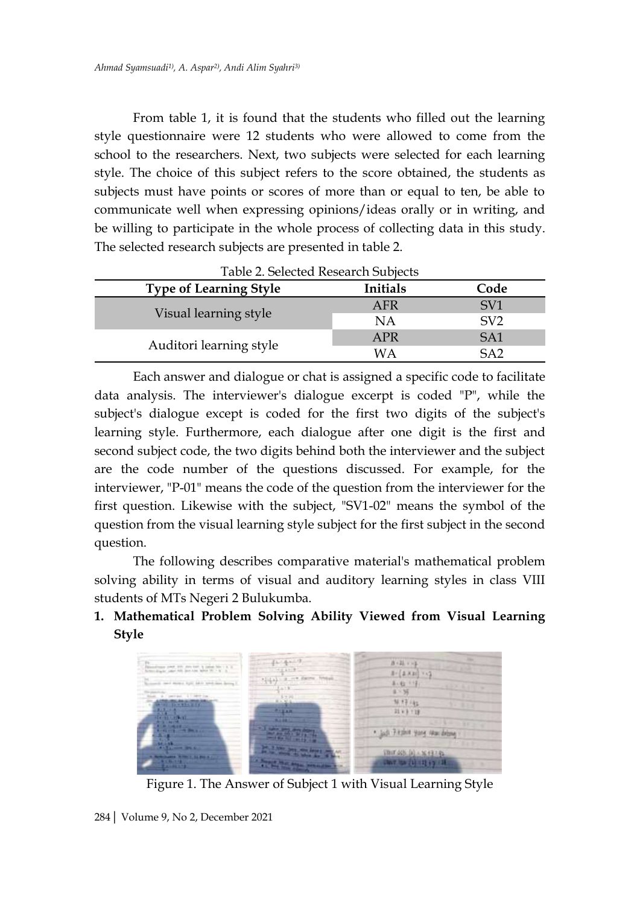From table 1, it is found that the students who filled out the learning style questionnaire were 12 students who were allowed to come from the school to the researchers. Next, two subjects were selected for each learning style. The choice of this subject refers to the score obtained, the students as subjects must have points or scores of more than or equal to ten, be able to communicate well when expressing opinions/ideas orally or in writing, and be willing to participate in the whole process of collecting data in this study. The selected research subjects are presented in table 2.

Table 2. Selected Research Subjects

| Type of Learning Style | Initials | Code |
|---|---|---|
| Visual learning style | AFR | SV1 |
| | NA | SV2 |
| Auditori learning style | APR | SA1 |
| | WA | SA2 |

Each answer and dialogue or chat is assigned a specific code to facilitate data analysis. The interviewer's dialogue excerpt is coded "P", while the subject's dialogue except is coded for the first two digits of the subject's learning style. Furthermore, each dialogue after one digit is the first and second subject code, the two digits behind both the interviewer and the subject are the code number of the questions discussed. For example, for the interviewer, "P-01" means the code of the question from the interviewer for the first question. Likewise with the subject, "SV1-02" means the symbol of the question from the visual learning style subject for the first subject in the second question.

The following describes comparative material's mathematical problem solving ability in terms of visual and auditory learning styles in class VIII students of MTs Negeri 2 Bulukumba.

**1. Mathematical Problem Solving Ability Viewed from Visual Learning Style**

Figure 1. The Answer of Subject 1 with Visual Learning Style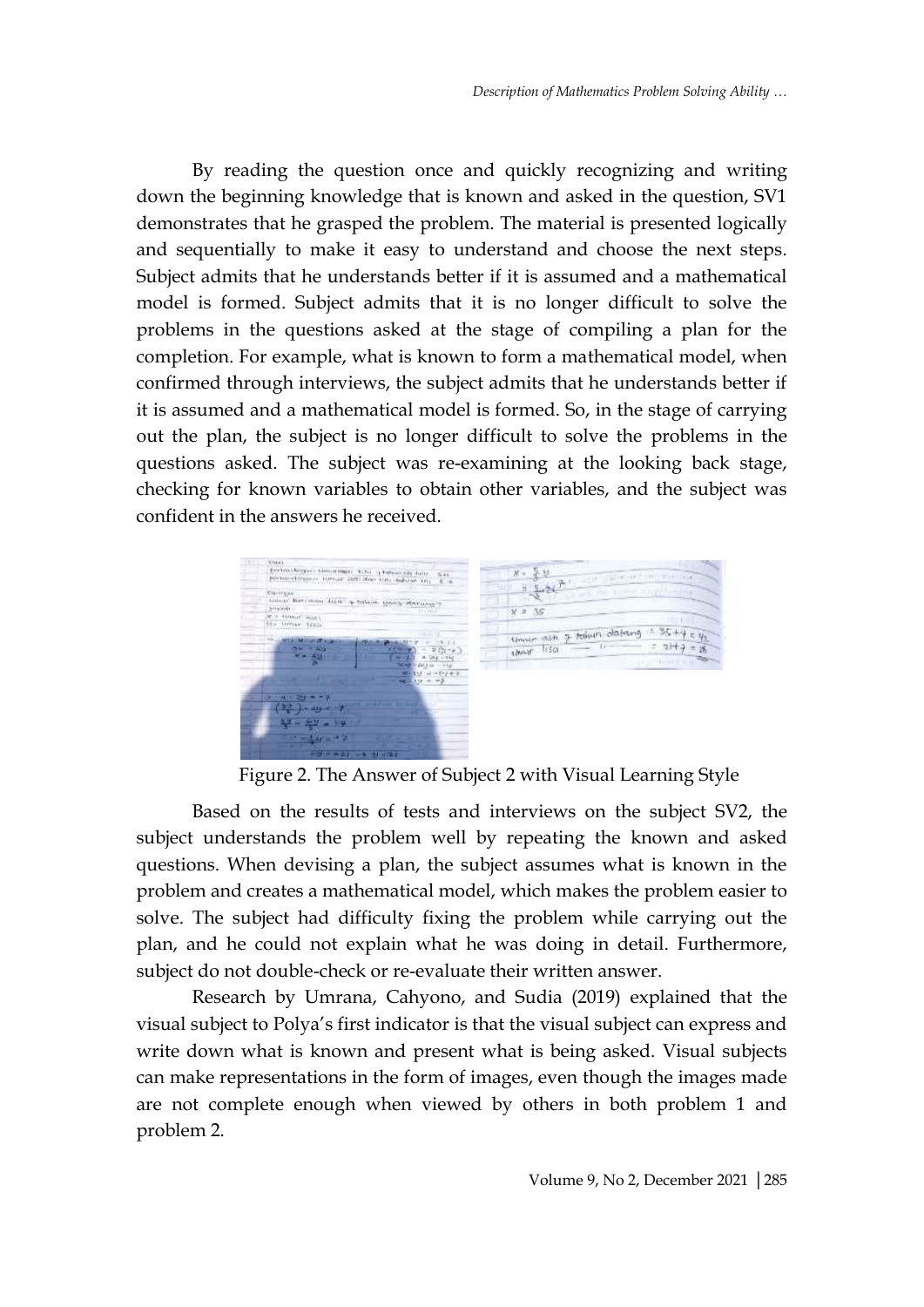By reading the question once and quickly recognizing and writing down the beginning knowledge that is known and asked in the question, SV1 demonstrates that he grasped the problem. The material is presented logically and sequentially to make it easy to understand and choose the next steps. Subject admits that he understands better if it is assumed and a mathematical model is formed. Subject admits that it is no longer difficult to solve the problems in the questions asked at the stage of compiling a plan for the completion. For example, what is known to form a mathematical model, when confirmed through interviews, the subject admits that he understands better if it is assumed and a mathematical model is formed. So, in the stage of carrying out the plan, the subject is no longer difficult to solve the problems in the questions asked. The subject was re-examining at the looking back stage, checking for known variables to obtain other variables, and the subject was confident in the answers he received.

Figure 2. The Answer of Subject 2 with Visual Learning Style

Based on the results of tests and interviews on the subject SV2, the subject understands the problem well by repeating the known and asked questions. When devising a plan, the subject assumes what is known in the problem and creates a mathematical model, which makes the problem easier to solve. The subject had difficulty fixing the problem while carrying out the plan, and he could not explain what he was doing in detail. Furthermore, subject do not double-check or re-evaluate their written answer.

Research by Umrana, Cahyono, and Sudia (2019) explained that the visual subject to Polya's first indicator is that the visual subject can express and write down what is known and present what is being asked. Visual subjects can make representations in the form of images, even though the images made are not complete enough when viewed by others in both problem 1 and problem 2.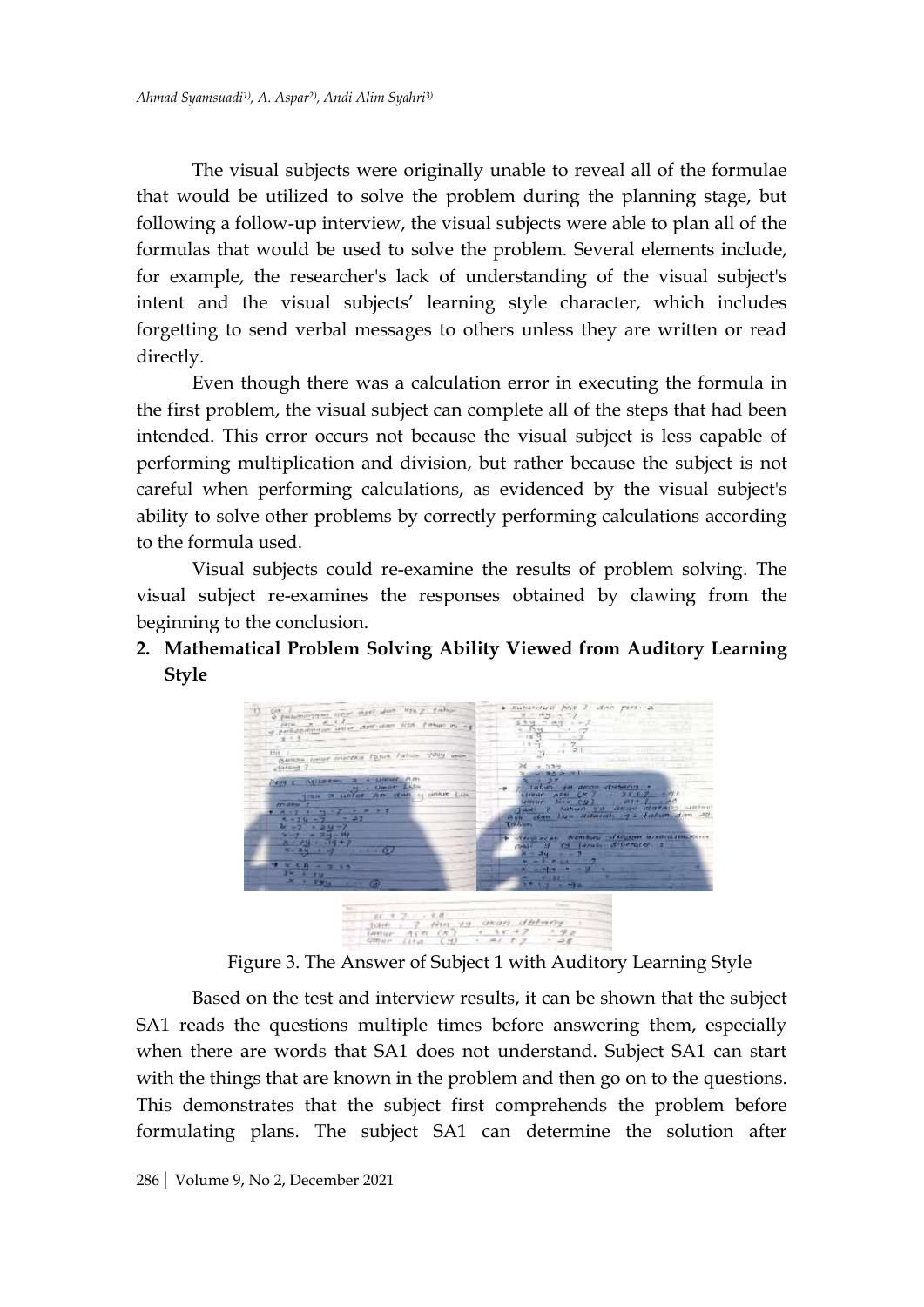The visual subjects were originally unable to reveal all of the formulae that would be utilized to solve the problem during the planning stage, but following a follow-up interview, the visual subjects were able to plan all of the formulas that would be used to solve the problem. Several elements include, for example, the researcher's lack of understanding of the visual subject's intent and the visual subjects' learning style character, which includes forgetting to send verbal messages to others unless they are written or read directly.

Even though there was a calculation error in executing the formula in the first problem, the visual subject can complete all of the steps that had been intended. This error occurs not because the visual subject is less capable of performing multiplication and division, but rather because the subject is not careful when performing calculations, as evidenced by the visual subject's ability to solve other problems by correctly performing calculations according to the formula used.

Visual subjects could re-examine the results of problem solving. The visual subject re-examines the responses obtained by clawing from the beginning to the conclusion.

## 2. Mathematical Problem Solving Ability Viewed from Auditory Learning Style

Figure 3. The Answer of Subject 1 with Auditory Learning Style

Based on the test and interview results, it can be shown that the subject SA1 reads the questions multiple times before answering them, especially when there are words that SA1 does not understand. Subject SA1 can start with the things that are known in the problem and then go on to the questions. This demonstrates that the subject first comprehends the problem before formulating plans. The subject SA1 can determine the solution after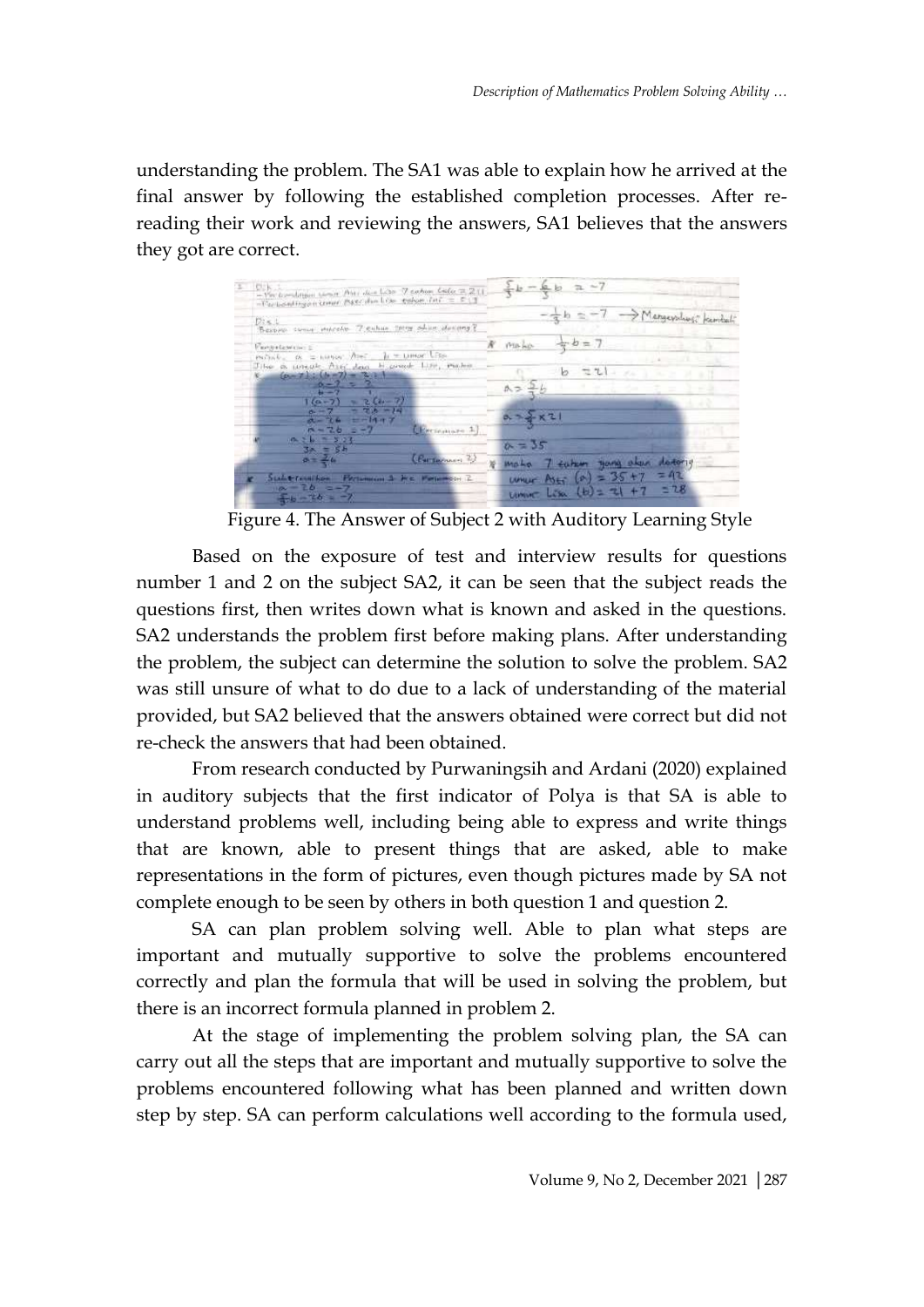understanding the problem. The SA1 was able to explain how he arrived at the final answer by following the established completion processes. After re-reading their work and reviewing the answers, SA1 believes that the answers they got are correct.

Figure 4. The Answer of Subject 2 with Auditory Learning Style

Based on the exposure of test and interview results for questions number 1 and 2 on the subject SA2, it can be seen that the subject reads the questions first, then writes down what is known and asked in the questions. SA2 understands the problem first before making plans. After understanding the problem, the subject can determine the solution to solve the problem. SA2 was still unsure of what to do due to a lack of understanding of the material provided, but SA2 believed that the answers obtained were correct but did not re-check the answers that had been obtained.

From research conducted by Purwaningsih and Ardani (2020) explained in auditory subjects that the first indicator of Polya is that SA is able to understand problems well, including being able to express and write things that are known, able to present things that are asked, able to make representations in the form of pictures, even though pictures made by SA not complete enough to be seen by others in both question 1 and question 2.

SA can plan problem solving well. Able to plan what steps are important and mutually supportive to solve the problems encountered correctly and plan the formula that will be used in solving the problem, but there is an incorrect formula planned in problem 2.

At the stage of implementing the problem solving plan, the SA can carry out all the steps that are important and mutually supportive to solve the problems encountered following what has been planned and written down step by step. SA can perform calculations well according to the formula used,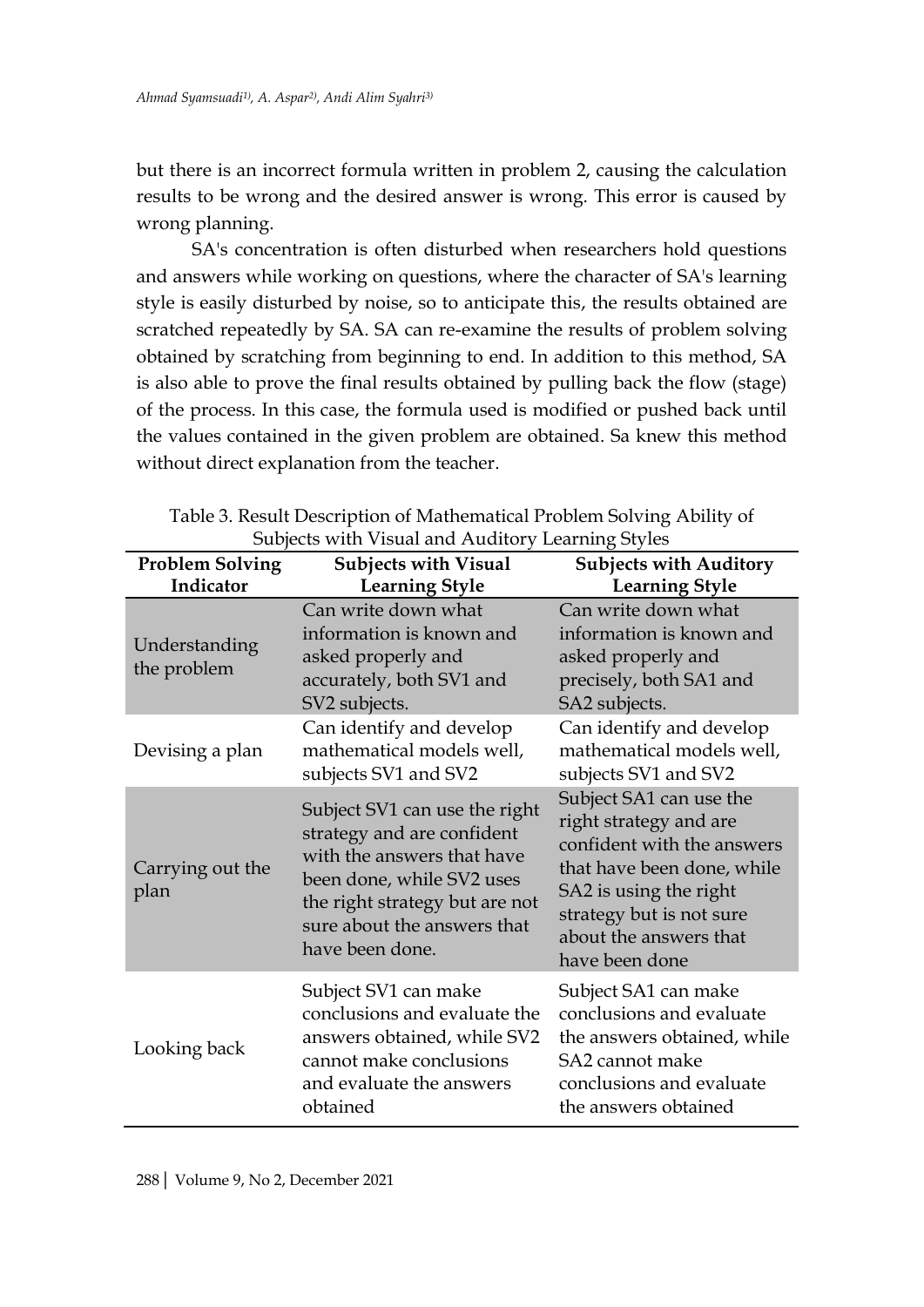but there is an incorrect formula written in problem 2, causing the calculation results to be wrong and the desired answer is wrong. This error is caused by wrong planning.

SA's concentration is often disturbed when researchers hold questions and answers while working on questions, where the character of SA's learning style is easily disturbed by noise, so to anticipate this, the results obtained are scratched repeatedly by SA. SA can re-examine the results of problem solving obtained by scratching from beginning to end. In addition to this method, SA is also able to prove the final results obtained by pulling back the flow (stage) of the process. In this case, the formula used is modified or pushed back until the values contained in the given problem are obtained. Sa knew this method without direct explanation from the teacher.

Table 3. Result Description of Mathematical Problem Solving Ability of Subjects with Visual and Auditory Learning Styles

| Problem Solving Indicator | Subjects with Visual Learning Style | Subjects with Auditory Learning Style |
|---|---|---|
| Understanding the problem | Can write down what information is known and asked properly and accurately, both SV1 and SV2 subjects. | Can write down what information is known and asked properly and precisely, both SA1 and SA2 subjects. |
| Devising a plan | Can identify and develop mathematical models well, subjects SV1 and SV2 | Can identify and develop mathematical models well, subjects SV1 and SV2 |
| Carrying out the plan | Subject SV1 can use the right strategy and are confident with the answers that have been done, while SV2 uses the right strategy but are not sure about the answers that have been done. | Subject SA1 can use the right strategy and are confident with the answers that have been done, while SA2 is using the right strategy but is not sure about the answers that have been done |
| Looking back | Subject SV1 can make conclusions and evaluate the answers obtained, while SV2 cannot make conclusions and evaluate the answers obtained | Subject SA1 can make conclusions and evaluate the answers obtained, while SA2 cannot make conclusions and evaluate the answers obtained |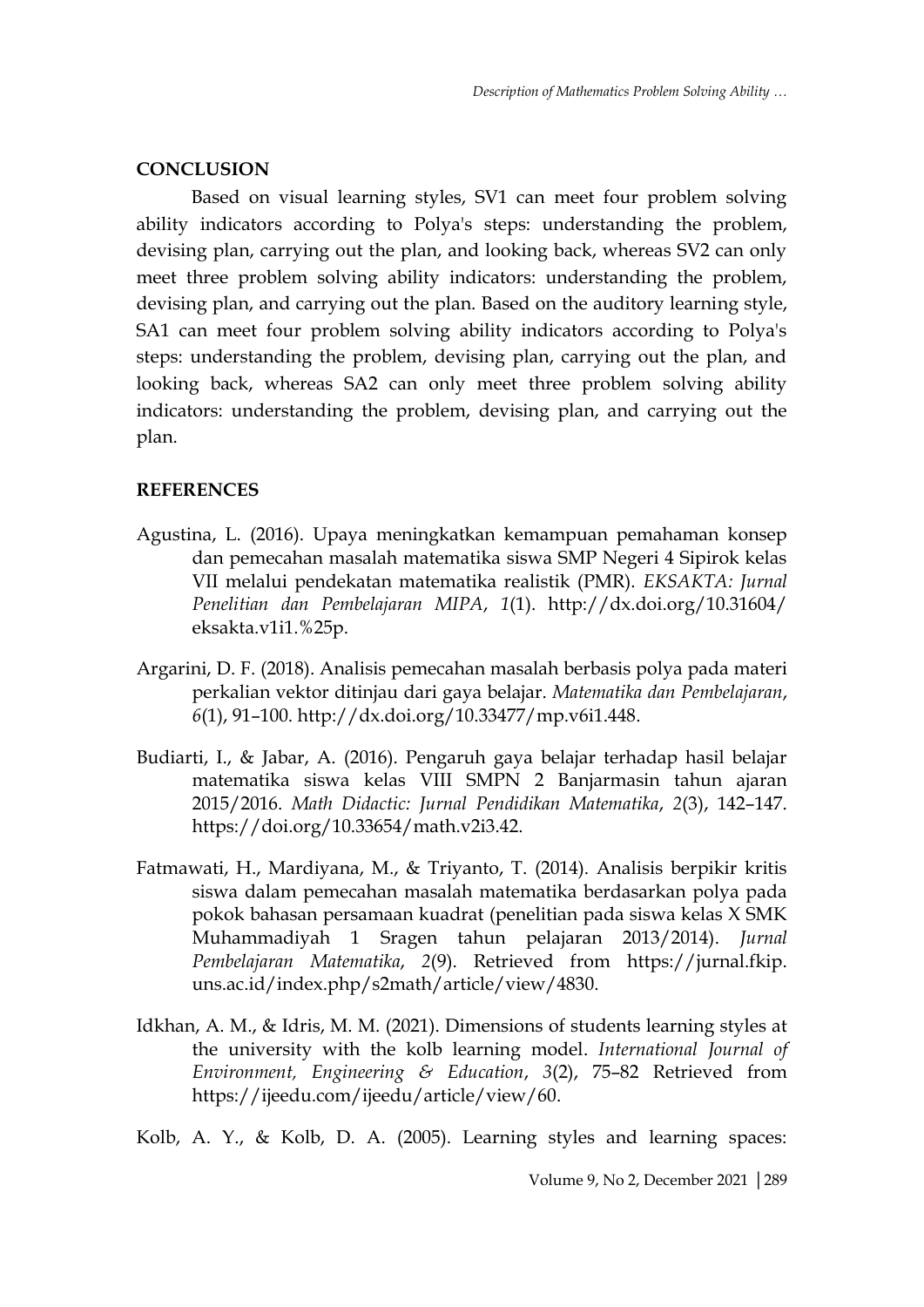## CONCLUSION

Based on visual learning styles, SV1 can meet four problem solving ability indicators according to Polya's steps: understanding the problem, devising plan, carrying out the plan, and looking back, whereas SV2 can only meet three problem solving ability indicators: understanding the problem, devising plan, and carrying out the plan. Based on the auditory learning style, SA1 can meet four problem solving ability indicators according to Polya's steps: understanding the problem, devising plan, carrying out the plan, and looking back, whereas SA2 can only meet three problem solving ability indicators: understanding the problem, devising plan, and carrying out the plan.

## REFERENCES

Agustina, L. (2016). Upaya meningkatkan kemampuan pemahaman konsep dan pemecahan masalah matematika siswa SMP Negeri 4 Sipirok kelas VII melalui pendekatan matematika realistik (PMR). *EKSAKTA: Jurnal Penelitian dan Pembelajaran MIPA*, *1*(1). http://dx.doi.org/10.31604/eksakta.v1i1.%25p.

Argarini, D. F. (2018). Analisis pemecahan masalah berbasis polya pada materi perkalian vektor ditinjau dari gaya belajar. *Matematika dan Pembelajaran*, *6*(1), 91–100. http://dx.doi.org/10.33477/mp.v6i1.448.

Budiarti, I., & Jabar, A. (2016). Pengaruh gaya belajar terhadap hasil belajar matematika siswa kelas VIII SMPN 2 Banjarmasin tahun ajaran 2015/2016. *Math Didactic: Jurnal Pendidikan Matematika*, *2*(3), 142–147. https://doi.org/10.33654/math.v2i3.42.

Fatmawati, H., Mardiyana, M., & Triyanto, T. (2014). Analisis berpikir kritis siswa dalam pemecahan masalah matematika berdasarkan polya pada pokok bahasan persamaan kuadrat (penelitian pada siswa kelas X SMK Muhammadiyah 1 Sragen tahun pelajaran 2013/2014). *Jurnal Pembelajaran Matematika*, *2*(9). Retrieved from https://jurnal.fkip.uns.ac.id/index.php/s2math/article/view/4830.

Idkhan, A. M., & Idris, M. M. (2021). Dimensions of students learning styles at the university with the kolb learning model. *International Journal of Environment, Engineering & Education*, *3*(2), 75–82 Retrieved from https://ijeedu.com/ijeedu/article/view/60.

Kolb, A. Y., & Kolb, D. A. (2005). Learning styles and learning spaces: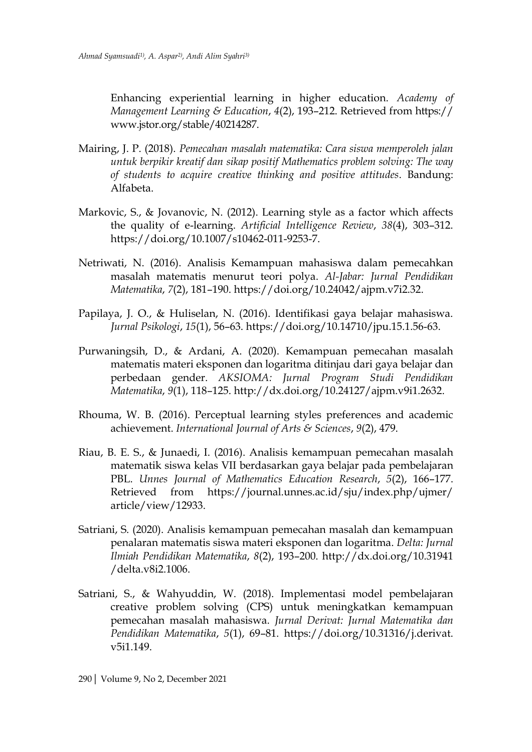Enhancing experiential learning in higher education. *Academy of Management Learning & Education*, *4*(2), 193–212. Retrieved from https://www.jstor.org/stable/40214287.

Mairing, J. P. (2018). *Pemecahan masalah matematika: Cara siswa memperoleh jalan untuk berpikir kreatif dan sikap positif Mathematics problem solving: The way of students to acquire creative thinking and positive attitudes*. Bandung: Alfabeta.

Markovic, S., & Jovanovic, N. (2012). Learning style as a factor which affects the quality of e-learning. *Artificial Intelligence Review*, *38*(4), 303–312. https://doi.org/10.1007/s10462-011-9253-7.

Netriwati, N. (2016). Analisis Kemampuan mahasiswa dalam pemecahkan masalah matematis menurut teori polya. *Al-Jabar: Jurnal Pendidikan Matematika*, *7*(2), 181–190. https://doi.org/10.24042/ajpm.v7i2.32.

Papilaya, J. O., & Huliselan, N. (2016). Identifikasi gaya belajar mahasiswa. *Jurnal Psikologi*, *15*(1), 56–63. https://doi.org/10.14710/jpu.15.1.56-63.

Purwaningsih, D., & Ardani, A. (2020). Kemampuan pemecahan masalah matematis materi eksponen dan logaritma ditinjau dari gaya belajar dan perbedaan gender. *AKSIOMA: Jurnal Program Studi Pendidikan Matematika*, *9*(1), 118–125. http://dx.doi.org/10.24127/ajpm.v9i1.2632.

Rhouma, W. B. (2016). Perceptual learning styles preferences and academic achievement. *International Journal of Arts & Sciences*, *9*(2), 479.

Riau, B. E. S., & Junaedi, I. (2016). Analisis kemampuan pemecahan masalah matematik siswa kelas VII berdasarkan gaya belajar pada pembelajaran PBL. *Unnes Journal of Mathematics Education Research*, *5*(2), 166–177. Retrieved from https://journal.unnes.ac.id/sju/index.php/ujmer/article/view/12933.

Satriani, S. (2020). Analisis kemampuan pemecahan masalah dan kemampuan penalaran matematis siswa materi eksponen dan logaritma. *Delta: Jurnal Ilmiah Pendidikan Matematika*, *8*(2), 193–200. http://dx.doi.org/10.31941/delta.v8i2.1006.

Satriani, S., & Wahyuddin, W. (2018). Implementasi model pembelajaran creative problem solving (CPS) untuk meningkatkan kemampuan pemecahan masalah mahasiswa. *Jurnal Derivat: Jurnal Matematika dan Pendidikan Matematika*, *5*(1), 69–81. https://doi.org/10.31316/j.derivat.v5i1.149.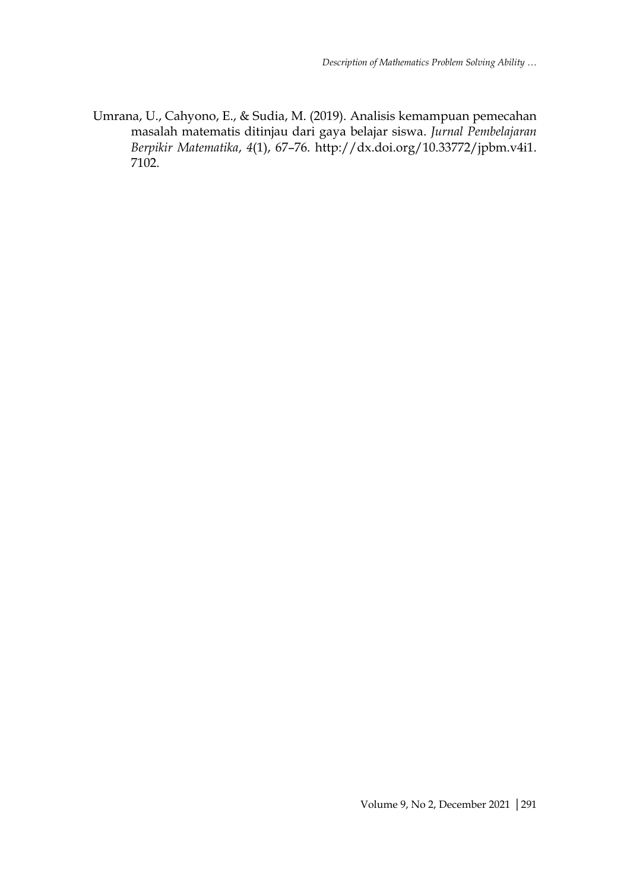Umrana, U., Cahyono, E., & Sudia, M. (2019). Analisis kemampuan pemecahan masalah matematis ditinjau dari gaya belajar siswa. *Jurnal Pembelajaran Berpikir Matematika*, *4*(1), 67–76. http://dx.doi.org/10.33772/jpbm.v4i1.7102.